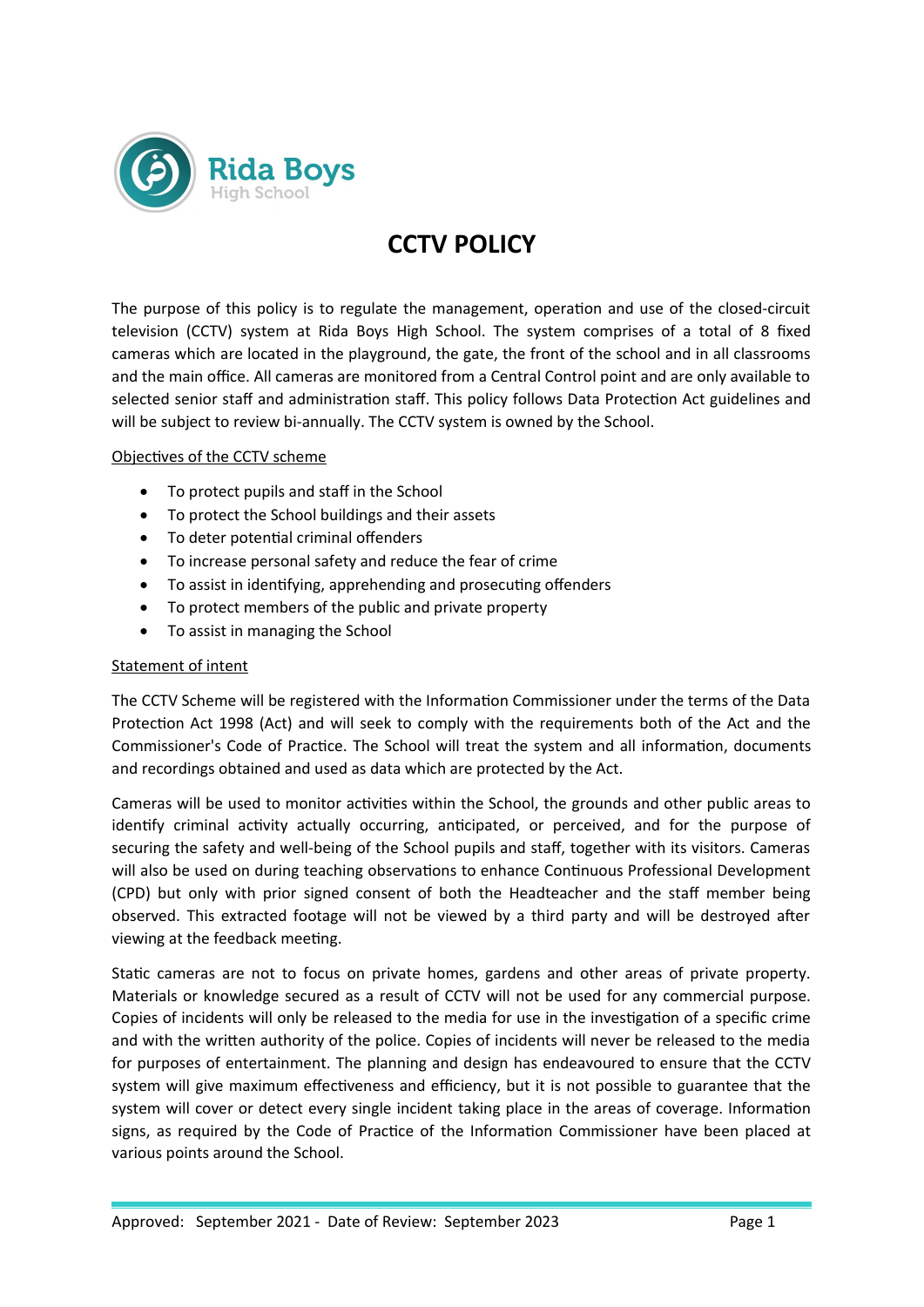Rida Boys
High School

# CCTV POLICY

The purpose of this policy is to regulate the management, operation and use of the closed-circuit television (CCTV) system at Rida Boys High School. The system comprises of a total of 8 fixed cameras which are located in the playground, the gate, the front of the school and in all classrooms and the main office. All cameras are monitored from a Central Control point and are only available to selected senior staff and administration staff. This policy follows Data Protection Act guidelines and will be subject to review bi-annually. The CCTV system is owned by the School.

<u>Objectives of the CCTV scheme</u>

- To protect pupils and staff in the School
- To protect the School buildings and their assets
- To deter potential criminal offenders
- To increase personal safety and reduce the fear of crime
- To assist in identifying, apprehending and prosecuting offenders
- To protect members of the public and private property
- To assist in managing the School

<u>Statement of intent</u>

The CCTV Scheme will be registered with the Information Commissioner under the terms of the Data Protection Act 1998 (Act) and will seek to comply with the requirements both of the Act and the Commissioner's Code of Practice. The School will treat the system and all information, documents and recordings obtained and used as data which are protected by the Act.

Cameras will be used to monitor activities within the School, the grounds and other public areas to identify criminal activity actually occurring, anticipated, or perceived, and for the purpose of securing the safety and well-being of the School pupils and staff, together with its visitors. Cameras will also be used on during teaching observations to enhance Continuous Professional Development (CPD) but only with prior signed consent of both the Headteacher and the staff member being observed. This extracted footage will not be viewed by a third party and will be destroyed after viewing at the feedback meeting.

Static cameras are not to focus on private homes, gardens and other areas of private property. Materials or knowledge secured as a result of CCTV will not be used for any commercial purpose. Copies of incidents will only be released to the media for use in the investigation of a specific crime and with the written authority of the police. Copies of incidents will never be released to the media for purposes of entertainment. The planning and design has endeavoured to ensure that the CCTV system will give maximum effectiveness and efficiency, but it is not possible to guarantee that the system will cover or detect every single incident taking place in the areas of coverage. Information signs, as required by the Code of Practice of the Information Commissioner have been placed at various points around the School.

Approved: September 2021 - Date of Review: September 2023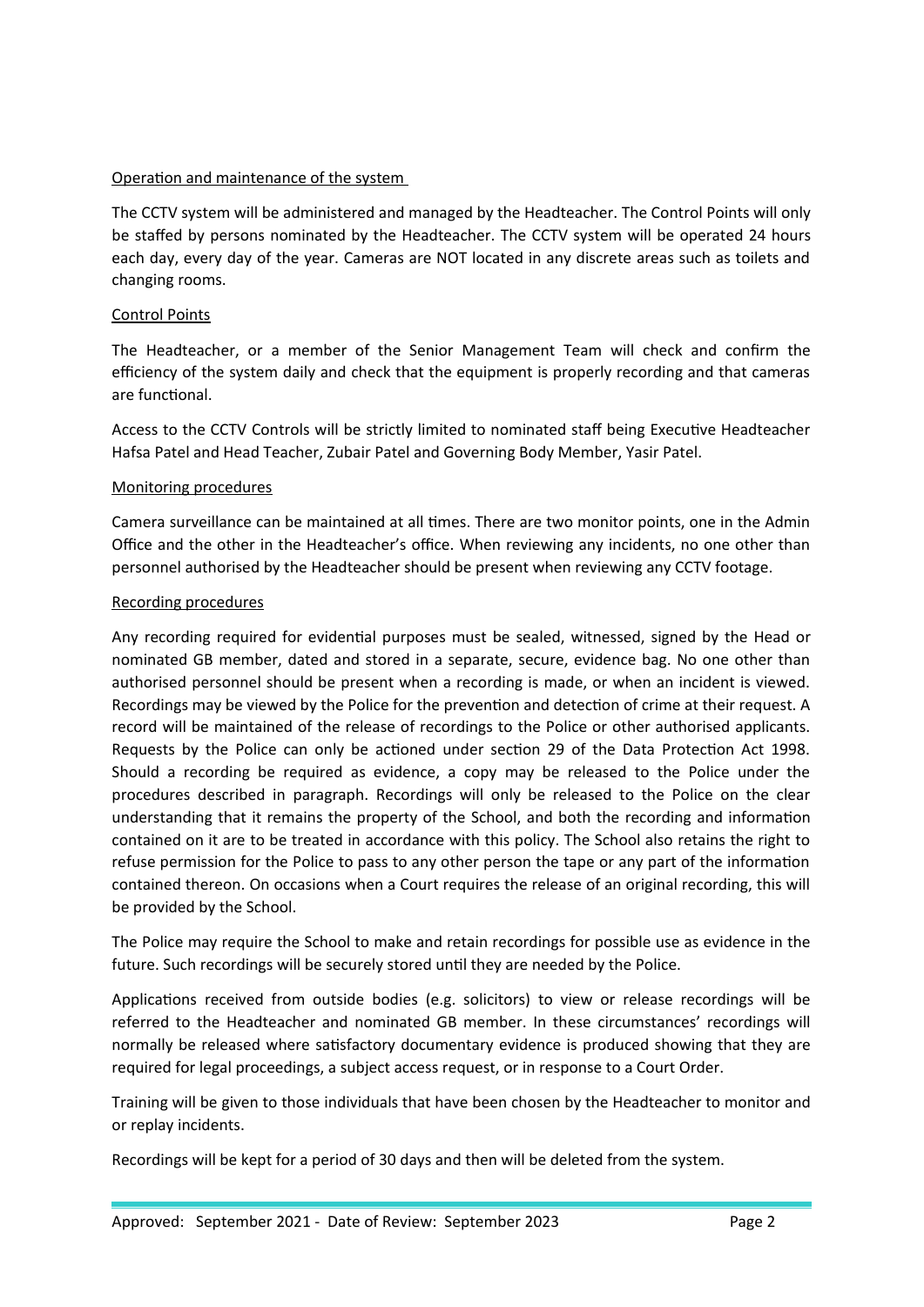## Operation and maintenance of the system

The CCTV system will be administered and managed by the Headteacher. The Control Points will only be staffed by persons nominated by the Headteacher. The CCTV system will be operated 24 hours each day, every day of the year. Cameras are NOT located in any discrete areas such as toilets and changing rooms.

## Control Points

The Headteacher, or a member of the Senior Management Team will check and confirm the efficiency of the system daily and check that the equipment is properly recording and that cameras are functional.

Access to the CCTV Controls will be strictly limited to nominated staff being Executive Headteacher Hafsa Patel and Head Teacher, Zubair Patel and Governing Body Member, Yasir Patel.

## Monitoring procedures

Camera surveillance can be maintained at all times. There are two monitor points, one in the Admin Office and the other in the Headteacher's office. When reviewing any incidents, no one other than personnel authorised by the Headteacher should be present when reviewing any CCTV footage.

## Recording procedures

Any recording required for evidential purposes must be sealed, witnessed, signed by the Head or nominated GB member, dated and stored in a separate, secure, evidence bag. No one other than authorised personnel should be present when a recording is made, or when an incident is viewed. Recordings may be viewed by the Police for the prevention and detection of crime at their request. A record will be maintained of the release of recordings to the Police or other authorised applicants. Requests by the Police can only be actioned under section 29 of the Data Protection Act 1998. Should a recording be required as evidence, a copy may be released to the Police under the procedures described in paragraph. Recordings will only be released to the Police on the clear understanding that it remains the property of the School, and both the recording and information contained on it are to be treated in accordance with this policy. The School also retains the right to refuse permission for the Police to pass to any other person the tape or any part of the information contained thereon. On occasions when a Court requires the release of an original recording, this will be provided by the School.

The Police may require the School to make and retain recordings for possible use as evidence in the future. Such recordings will be securely stored until they are needed by the Police.

Applications received from outside bodies (e.g. solicitors) to view or release recordings will be referred to the Headteacher and nominated GB member. In these circumstances' recordings will normally be released where satisfactory documentary evidence is produced showing that they are required for legal proceedings, a subject access request, or in response to a Court Order.

Training will be given to those individuals that have been chosen by the Headteacher to monitor and or replay incidents.

Recordings will be kept for a period of 30 days and then will be deleted from the system.

Approved: September 2021 - Date of Review: September 2023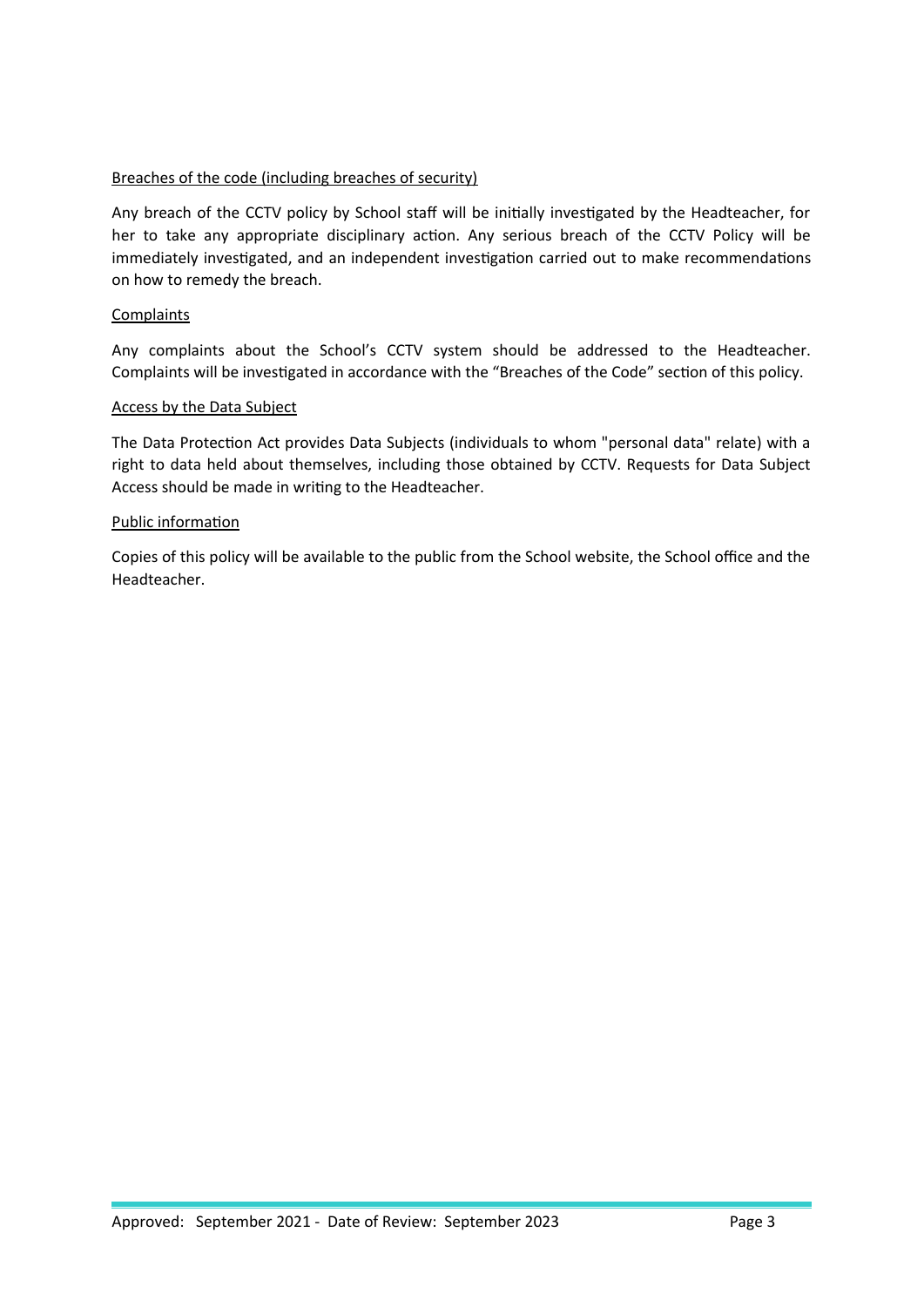Breaches of the code (including breaches of security)

Any breach of the CCTV policy by School staff will be initially investigated by the Headteacher, for her to take any appropriate disciplinary action. Any serious breach of the CCTV Policy will be immediately investigated, and an independent investigation carried out to make recommendations on how to remedy the breach.

Complaints

Any complaints about the School's CCTV system should be addressed to the Headteacher. Complaints will be investigated in accordance with the "Breaches of the Code" section of this policy.

Access by the Data Subject

The Data Protection Act provides Data Subjects (individuals to whom "personal data" relate) with a right to data held about themselves, including those obtained by CCTV. Requests for Data Subject Access should be made in writing to the Headteacher.

Public information

Copies of this policy will be available to the public from the School website, the School office and the Headteacher.

Approved: September 2021 - Date of Review: September 2023